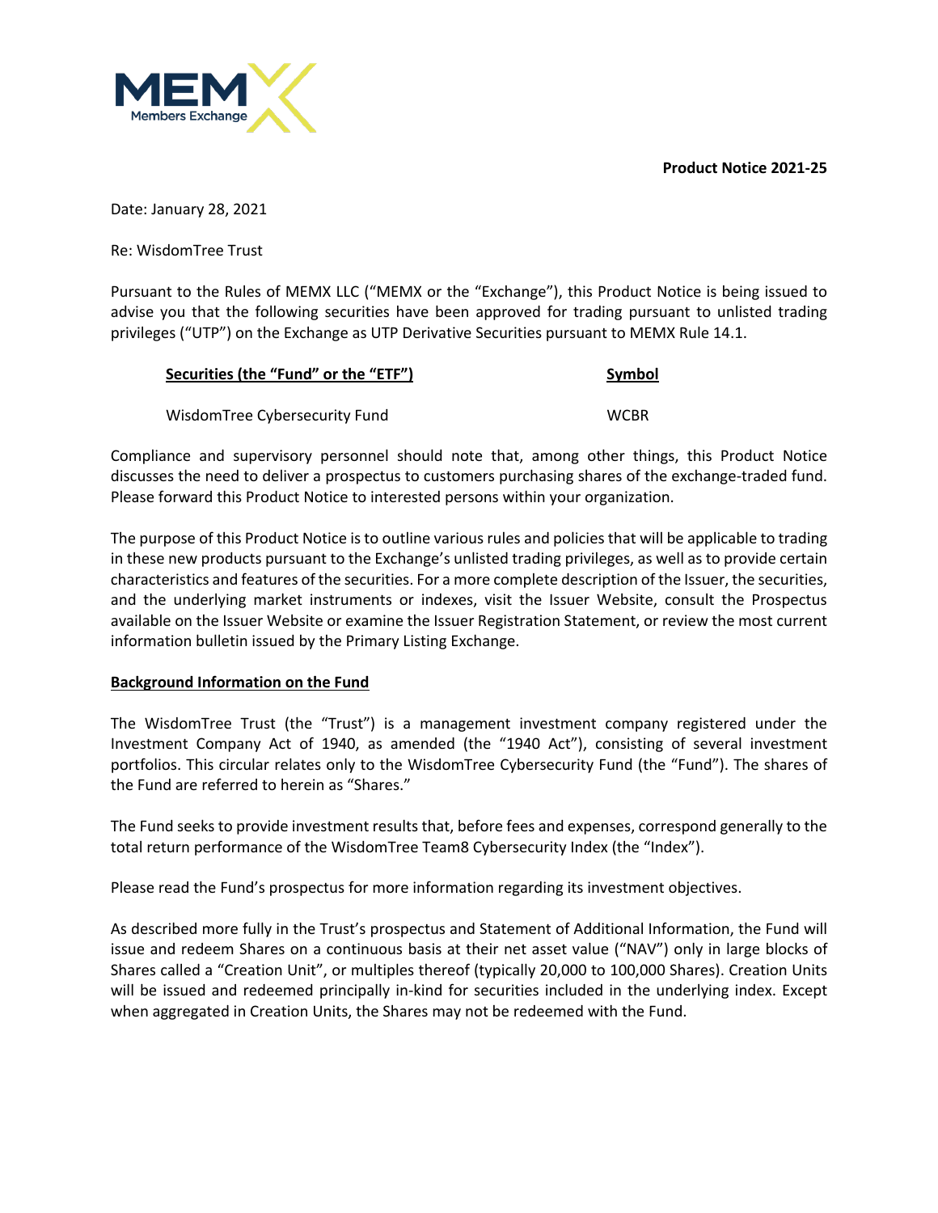**Product Notice 2021-25**

Date: January 28, 2021

Re: WisdomTree Trust

Pursuant to the Rules of MEMX LLC ("MEMX or the "Exchange"), this Product Notice is being issued to advise you that the following securities have been approved for trading pursuant to unlisted trading privileges ("UTP") on the Exchange as UTP Derivative Securities pursuant to MEMX Rule 14.1.

| Securities (the "Fund" or the "ETF") | Symbol |
|---|---|
| WisdomTree Cybersecurity Fund | WCBR |

Compliance and supervisory personnel should note that, among other things, this Product Notice discusses the need to deliver a prospectus to customers purchasing shares of the exchange-traded fund. Please forward this Product Notice to interested persons within your organization.

The purpose of this Product Notice is to outline various rules and policies that will be applicable to trading in these new products pursuant to the Exchange's unlisted trading privileges, as well as to provide certain characteristics and features of the securities. For a more complete description of the Issuer, the securities, and the underlying market instruments or indexes, visit the Issuer Website, consult the Prospectus available on the Issuer Website or examine the Issuer Registration Statement, or review the most current information bulletin issued by the Primary Listing Exchange.

**Background Information on the Fund**

The WisdomTree Trust (the "Trust") is a management investment company registered under the Investment Company Act of 1940, as amended (the "1940 Act"), consisting of several investment portfolios. This circular relates only to the WisdomTree Cybersecurity Fund (the "Fund"). The shares of the Fund are referred to herein as "Shares."

The Fund seeks to provide investment results that, before fees and expenses, correspond generally to the total return performance of the WisdomTree Team8 Cybersecurity Index (the "Index").

Please read the Fund's prospectus for more information regarding its investment objectives.

As described more fully in the Trust's prospectus and Statement of Additional Information, the Fund will issue and redeem Shares on a continuous basis at their net asset value ("NAV") only in large blocks of Shares called a "Creation Unit", or multiples thereof (typically 20,000 to 100,000 Shares). Creation Units will be issued and redeemed principally in-kind for securities included in the underlying index. Except when aggregated in Creation Units, the Shares may not be redeemed with the Fund.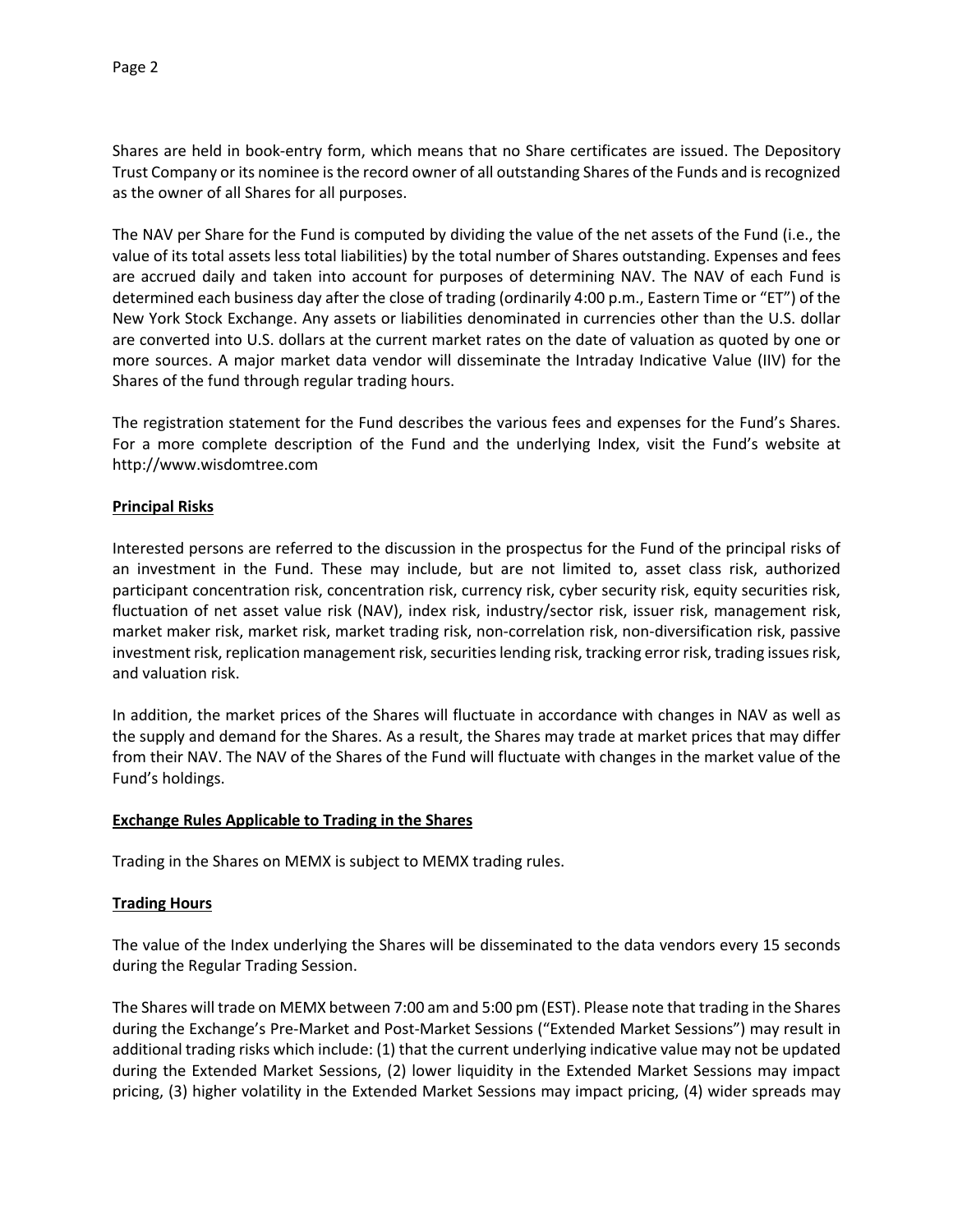Shares are held in book-entry form, which means that no Share certificates are issued. The Depository Trust Company or its nominee is the record owner of all outstanding Shares of the Funds and is recognized as the owner of all Shares for all purposes.

The NAV per Share for the Fund is computed by dividing the value of the net assets of the Fund (i.e., the value of its total assets less total liabilities) by the total number of Shares outstanding. Expenses and fees are accrued daily and taken into account for purposes of determining NAV. The NAV of each Fund is determined each business day after the close of trading (ordinarily 4:00 p.m., Eastern Time or "ET") of the New York Stock Exchange. Any assets or liabilities denominated in currencies other than the U.S. dollar are converted into U.S. dollars at the current market rates on the date of valuation as quoted by one or more sources. A major market data vendor will disseminate the Intraday Indicative Value (IIV) for the Shares of the fund through regular trading hours.

The registration statement for the Fund describes the various fees and expenses for the Fund's Shares. For a more complete description of the Fund and the underlying Index, visit the Fund's website at http://www.wisdomtree.com

**Principal Risks**

Interested persons are referred to the discussion in the prospectus for the Fund of the principal risks of an investment in the Fund. These may include, but are not limited to, asset class risk, authorized participant concentration risk, concentration risk, currency risk, cyber security risk, equity securities risk, fluctuation of net asset value risk (NAV), index risk, industry/sector risk, issuer risk, management risk, market maker risk, market risk, market trading risk, non-correlation risk, non-diversification risk, passive investment risk, replication management risk, securities lending risk, tracking error risk, trading issues risk, and valuation risk.

In addition, the market prices of the Shares will fluctuate in accordance with changes in NAV as well as the supply and demand for the Shares. As a result, the Shares may trade at market prices that may differ from their NAV. The NAV of the Shares of the Fund will fluctuate with changes in the market value of the Fund's holdings.

**Exchange Rules Applicable to Trading in the Shares**

Trading in the Shares on MEMX is subject to MEMX trading rules.

**Trading Hours**

The value of the Index underlying the Shares will be disseminated to the data vendors every 15 seconds during the Regular Trading Session.

The Shares will trade on MEMX between 7:00 am and 5:00 pm (EST). Please note that trading in the Shares during the Exchange's Pre-Market and Post-Market Sessions ("Extended Market Sessions") may result in additional trading risks which include: (1) that the current underlying indicative value may not be updated during the Extended Market Sessions, (2) lower liquidity in the Extended Market Sessions may impact pricing, (3) higher volatility in the Extended Market Sessions may impact pricing, (4) wider spreads may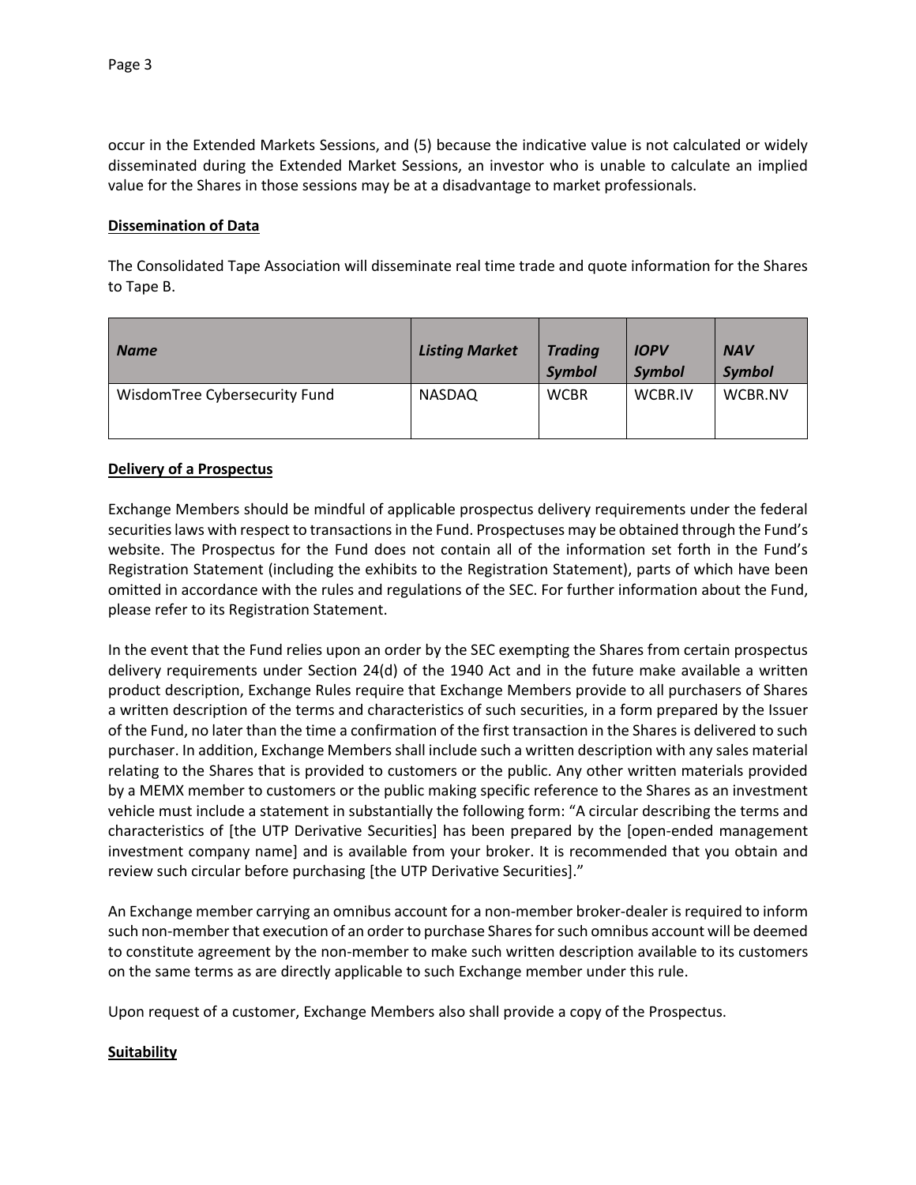occur in the Extended Markets Sessions, and (5) because the indicative value is not calculated or widely disseminated during the Extended Market Sessions, an investor who is unable to calculate an implied value for the Shares in those sessions may be at a disadvantage to market professionals.

**Dissemination of Data**

The Consolidated Tape Association will disseminate real time trade and quote information for the Shares to Tape B.

| *Name* | *Listing Market* | *Trading Symbol* | *IOPV Symbol* | *NAV Symbol* |
|---|---|---|---|---|
| WisdomTree Cybersecurity Fund | NASDAQ | WCBR | WCBR.IV | WCBR.NV |

**Delivery of a Prospectus**

Exchange Members should be mindful of applicable prospectus delivery requirements under the federal securities laws with respect to transactions in the Fund. Prospectuses may be obtained through the Fund's website. The Prospectus for the Fund does not contain all of the information set forth in the Fund's Registration Statement (including the exhibits to the Registration Statement), parts of which have been omitted in accordance with the rules and regulations of the SEC. For further information about the Fund, please refer to its Registration Statement.

In the event that the Fund relies upon an order by the SEC exempting the Shares from certain prospectus delivery requirements under Section 24(d) of the 1940 Act and in the future make available a written product description, Exchange Rules require that Exchange Members provide to all purchasers of Shares a written description of the terms and characteristics of such securities, in a form prepared by the Issuer of the Fund, no later than the time a confirmation of the first transaction in the Shares is delivered to such purchaser. In addition, Exchange Members shall include such a written description with any sales material relating to the Shares that is provided to customers or the public. Any other written materials provided by a MEMX member to customers or the public making specific reference to the Shares as an investment vehicle must include a statement in substantially the following form: "A circular describing the terms and characteristics of [the UTP Derivative Securities] has been prepared by the [open-ended management investment company name] and is available from your broker. It is recommended that you obtain and review such circular before purchasing [the UTP Derivative Securities]."

An Exchange member carrying an omnibus account for a non-member broker-dealer is required to inform such non-member that execution of an order to purchase Shares for such omnibus account will be deemed to constitute agreement by the non-member to make such written description available to its customers on the same terms as are directly applicable to such Exchange member under this rule.

Upon request of a customer, Exchange Members also shall provide a copy of the Prospectus.

**Suitability**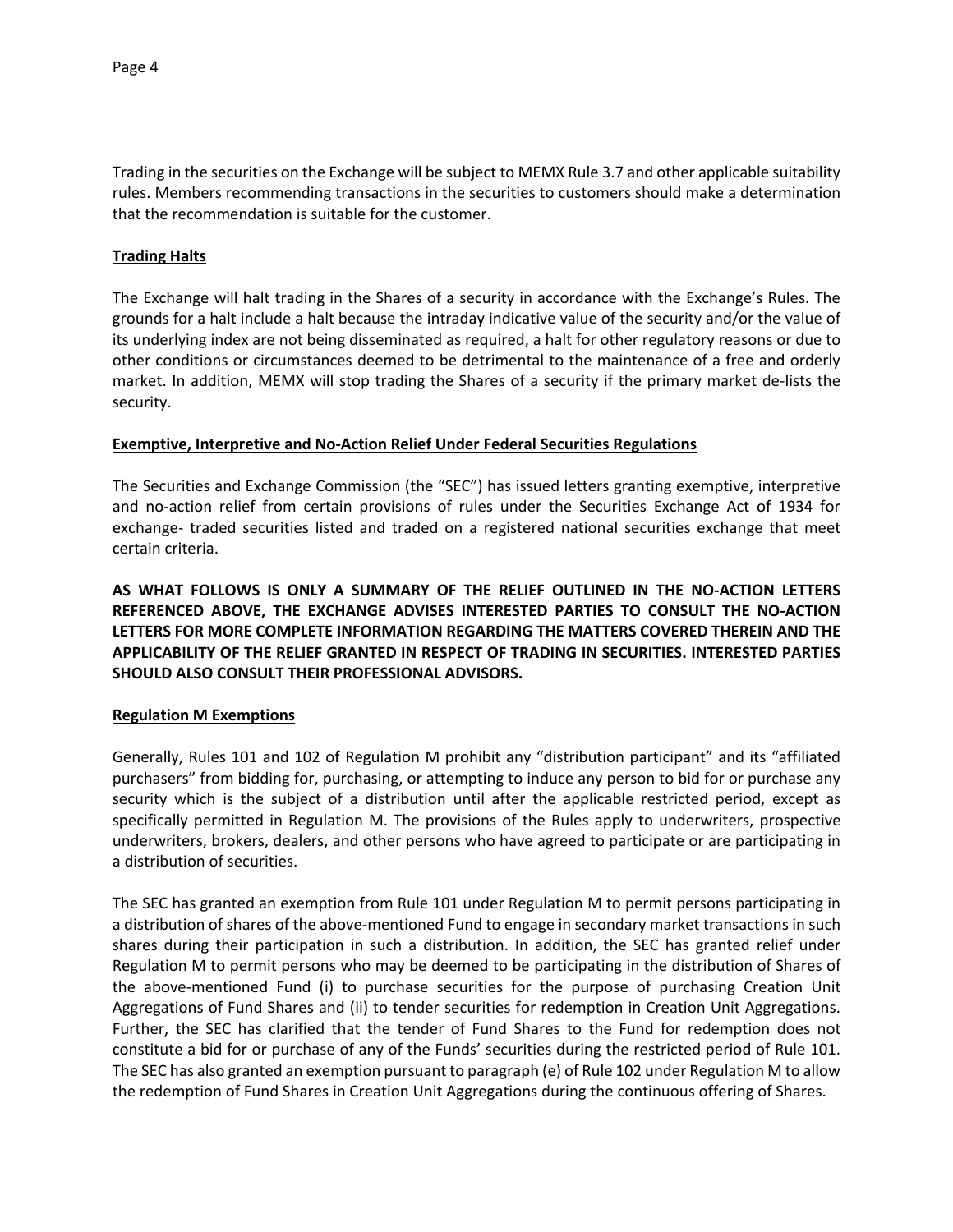Trading in the securities on the Exchange will be subject to MEMX Rule 3.7 and other applicable suitability rules. Members recommending transactions in the securities to customers should make a determination that the recommendation is suitable for the customer.

**Trading Halts**

The Exchange will halt trading in the Shares of a security in accordance with the Exchange's Rules. The grounds for a halt include a halt because the intraday indicative value of the security and/or the value of its underlying index are not being disseminated as required, a halt for other regulatory reasons or due to other conditions or circumstances deemed to be detrimental to the maintenance of a free and orderly market. In addition, MEMX will stop trading the Shares of a security if the primary market de-lists the security.

**Exemptive, Interpretive and No-Action Relief Under Federal Securities Regulations**

The Securities and Exchange Commission (the "SEC") has issued letters granting exemptive, interpretive and no-action relief from certain provisions of rules under the Securities Exchange Act of 1934 for exchange- traded securities listed and traded on a registered national securities exchange that meet certain criteria.

**AS WHAT FOLLOWS IS ONLY A SUMMARY OF THE RELIEF OUTLINED IN THE NO-ACTION LETTERS REFERENCED ABOVE, THE EXCHANGE ADVISES INTERESTED PARTIES TO CONSULT THE NO-ACTION LETTERS FOR MORE COMPLETE INFORMATION REGARDING THE MATTERS COVERED THEREIN AND THE APPLICABILITY OF THE RELIEF GRANTED IN RESPECT OF TRADING IN SECURITIES. INTERESTED PARTIES SHOULD ALSO CONSULT THEIR PROFESSIONAL ADVISORS.**

**Regulation M Exemptions**

Generally, Rules 101 and 102 of Regulation M prohibit any "distribution participant" and its "affiliated purchasers" from bidding for, purchasing, or attempting to induce any person to bid for or purchase any security which is the subject of a distribution until after the applicable restricted period, except as specifically permitted in Regulation M. The provisions of the Rules apply to underwriters, prospective underwriters, brokers, dealers, and other persons who have agreed to participate or are participating in a distribution of securities.

The SEC has granted an exemption from Rule 101 under Regulation M to permit persons participating in a distribution of shares of the above-mentioned Fund to engage in secondary market transactions in such shares during their participation in such a distribution. In addition, the SEC has granted relief under Regulation M to permit persons who may be deemed to be participating in the distribution of Shares of the above-mentioned Fund (i) to purchase securities for the purpose of purchasing Creation Unit Aggregations of Fund Shares and (ii) to tender securities for redemption in Creation Unit Aggregations. Further, the SEC has clarified that the tender of Fund Shares to the Fund for redemption does not constitute a bid for or purchase of any of the Funds' securities during the restricted period of Rule 101. The SEC has also granted an exemption pursuant to paragraph (e) of Rule 102 under Regulation M to allow the redemption of Fund Shares in Creation Unit Aggregations during the continuous offering of Shares.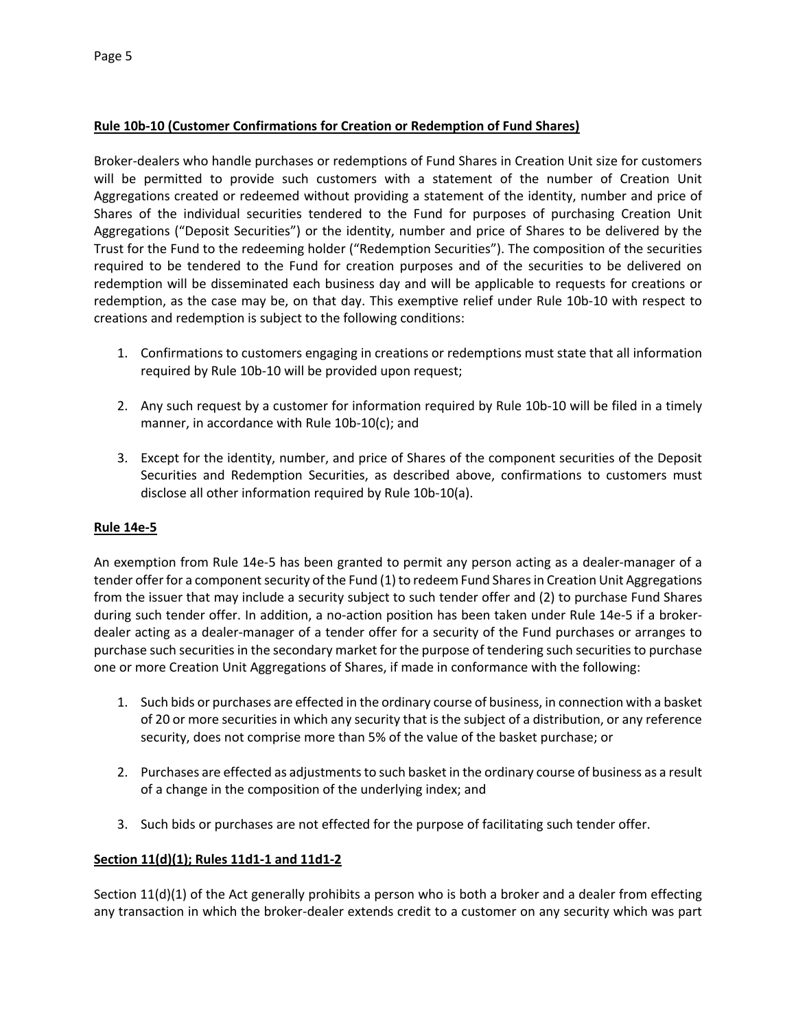**Rule 10b-10 (Customer Confirmations for Creation or Redemption of Fund Shares)**

Broker-dealers who handle purchases or redemptions of Fund Shares in Creation Unit size for customers will be permitted to provide such customers with a statement of the number of Creation Unit Aggregations created or redeemed without providing a statement of the identity, number and price of Shares of the individual securities tendered to the Fund for purposes of purchasing Creation Unit Aggregations ("Deposit Securities") or the identity, number and price of Shares to be delivered by the Trust for the Fund to the redeeming holder ("Redemption Securities"). The composition of the securities required to be tendered to the Fund for creation purposes and of the securities to be delivered on redemption will be disseminated each business day and will be applicable to requests for creations or redemption, as the case may be, on that day. This exemptive relief under Rule 10b-10 with respect to creations and redemption is subject to the following conditions:

1. Confirmations to customers engaging in creations or redemptions must state that all information required by Rule 10b-10 will be provided upon request;

2. Any such request by a customer for information required by Rule 10b-10 will be filed in a timely manner, in accordance with Rule 10b-10(c); and

3. Except for the identity, number, and price of Shares of the component securities of the Deposit Securities and Redemption Securities, as described above, confirmations to customers must disclose all other information required by Rule 10b-10(a).

**Rule 14e-5**

An exemption from Rule 14e-5 has been granted to permit any person acting as a dealer-manager of a tender offer for a component security of the Fund (1) to redeem Fund Shares in Creation Unit Aggregations from the issuer that may include a security subject to such tender offer and (2) to purchase Fund Shares during such tender offer. In addition, a no-action position has been taken under Rule 14e-5 if a broker-dealer acting as a dealer-manager of a tender offer for a security of the Fund purchases or arranges to purchase such securities in the secondary market for the purpose of tendering such securities to purchase one or more Creation Unit Aggregations of Shares, if made in conformance with the following:

1. Such bids or purchases are effected in the ordinary course of business, in connection with a basket of 20 or more securities in which any security that is the subject of a distribution, or any reference security, does not comprise more than 5% of the value of the basket purchase; or

2. Purchases are effected as adjustments to such basket in the ordinary course of business as a result of a change in the composition of the underlying index; and

3. Such bids or purchases are not effected for the purpose of facilitating such tender offer.

**Section 11(d)(1); Rules 11d1-1 and 11d1-2**

Section 11(d)(1) of the Act generally prohibits a person who is both a broker and a dealer from effecting any transaction in which the broker-dealer extends credit to a customer on any security which was part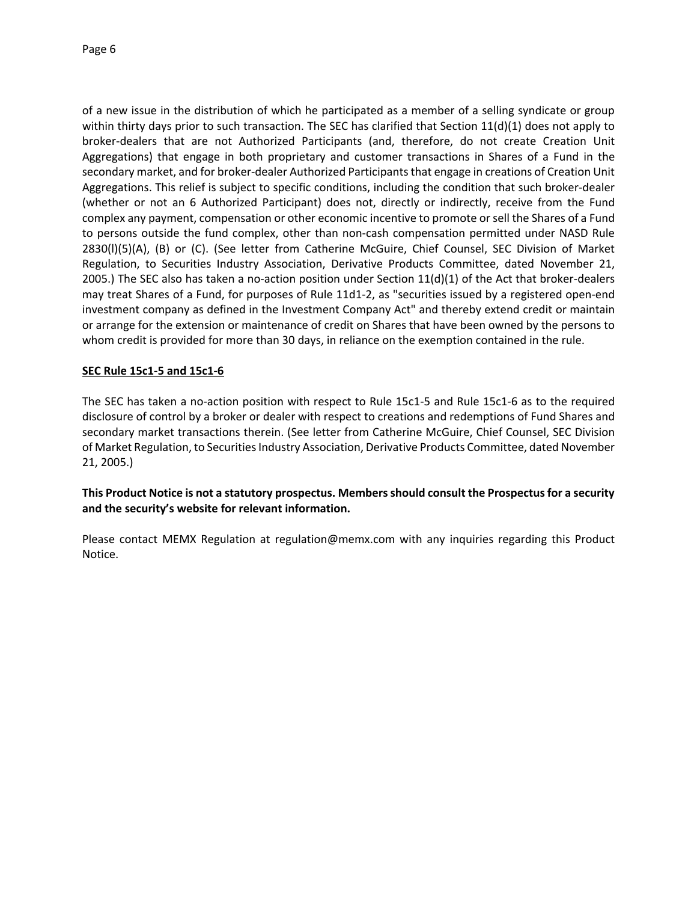of a new issue in the distribution of which he participated as a member of a selling syndicate or group within thirty days prior to such transaction. The SEC has clarified that Section 11(d)(1) does not apply to broker-dealers that are not Authorized Participants (and, therefore, do not create Creation Unit Aggregations) that engage in both proprietary and customer transactions in Shares of a Fund in the secondary market, and for broker-dealer Authorized Participants that engage in creations of Creation Unit Aggregations. This relief is subject to specific conditions, including the condition that such broker-dealer (whether or not an 6 Authorized Participant) does not, directly or indirectly, receive from the Fund complex any payment, compensation or other economic incentive to promote or sell the Shares of a Fund to persons outside the fund complex, other than non-cash compensation permitted under NASD Rule 2830(l)(5)(A), (B) or (C). (See letter from Catherine McGuire, Chief Counsel, SEC Division of Market Regulation, to Securities Industry Association, Derivative Products Committee, dated November 21, 2005.) The SEC also has taken a no-action position under Section 11(d)(1) of the Act that broker-dealers may treat Shares of a Fund, for purposes of Rule 11d1-2, as "securities issued by a registered open-end investment company as defined in the Investment Company Act" and thereby extend credit or maintain or arrange for the extension or maintenance of credit on Shares that have been owned by the persons to whom credit is provided for more than 30 days, in reliance on the exemption contained in the rule.

**SEC Rule 15c1-5 and 15c1-6**

The SEC has taken a no-action position with respect to Rule 15c1-5 and Rule 15c1-6 as to the required disclosure of control by a broker or dealer with respect to creations and redemptions of Fund Shares and secondary market transactions therein. (See letter from Catherine McGuire, Chief Counsel, SEC Division of Market Regulation, to Securities Industry Association, Derivative Products Committee, dated November 21, 2005.)

**This Product Notice is not a statutory prospectus. Members should consult the Prospectus for a security and the security's website for relevant information.**

Please contact MEMX Regulation at regulation@memx.com with any inquiries regarding this Product Notice.